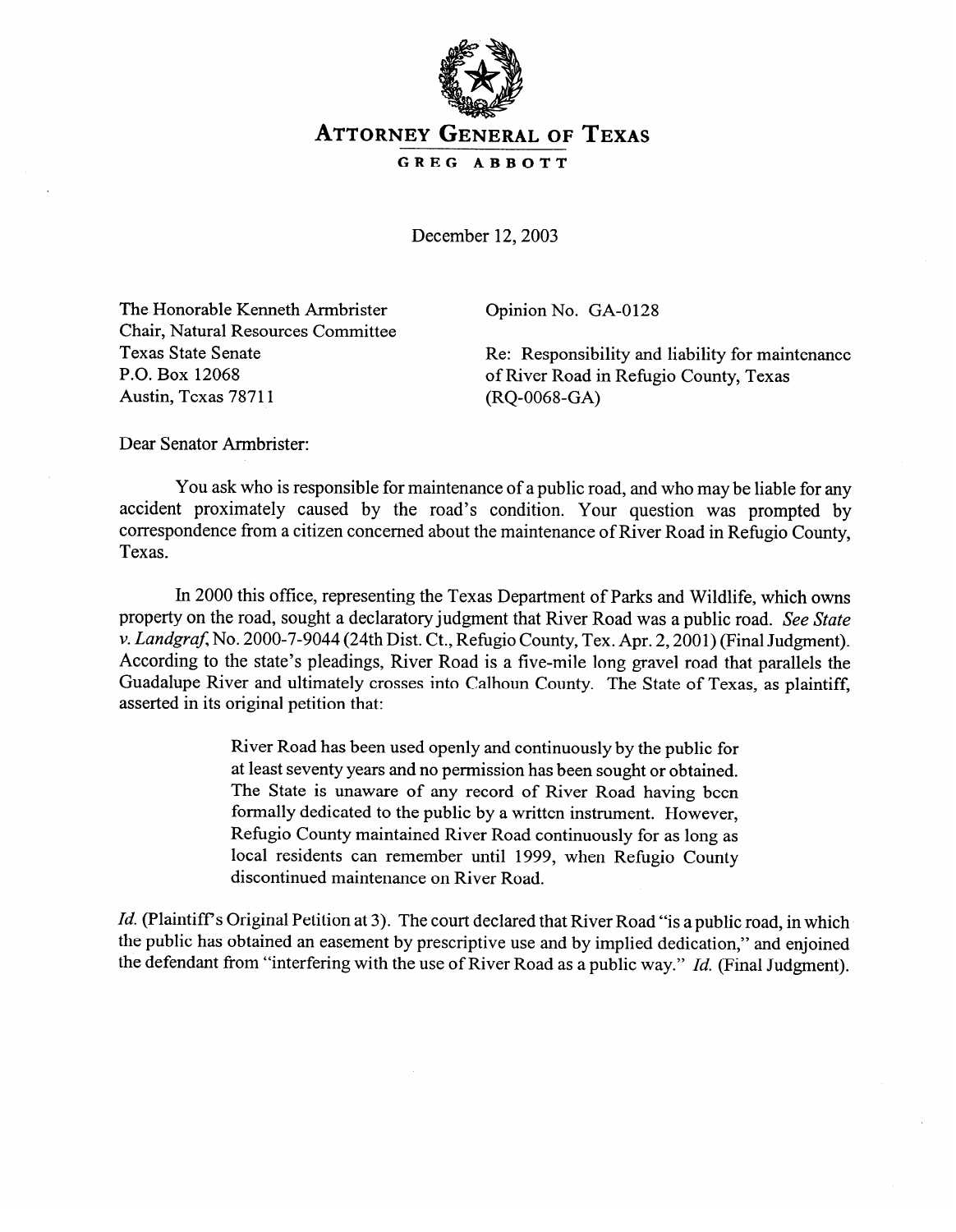# ATTORNEY GENERAL OF TEXAS

**GREG ABBOTT**

December 12, 2003

The Honorable Kenneth Armbrister
Chair, Natural Resources Committee
Texas State Senate
P.O. Box 12068
Austin, Texas 78711

Opinion No. GA-0128

Re: Responsibility and liability for maintenance of River Road in Refugio County, Texas (RQ-0068-GA)

Dear Senator Armbrister:

You ask who is responsible for maintenance of a public road, and who may be liable for any accident proximately caused by the road's condition. Your question was prompted by correspondence from a citizen concerned about the maintenance of River Road in Refugio County, Texas.

In 2000 this office, representing the Texas Department of Parks and Wildlife, which owns property on the road, sought a declaratory judgment that River Road was a public road. *See State v. Landgraf*, No. 2000-7-9044 (24th Dist. Ct., Refugio County, Tex. Apr. 2, 2001) (Final Judgment). According to the state's pleadings, River Road is a five-mile long gravel road that parallels the Guadalupe River and ultimately crosses into Calhoun County. The State of Texas, as plaintiff, asserted in its original petition that:

> River Road has been used openly and continuously by the public for at least seventy years and no permission has been sought or obtained. The State is unaware of any record of River Road having been formally dedicated to the public by a written instrument. However, Refugio County maintained River Road continuously for as long as local residents can remember until 1999, when Refugio County discontinued maintenance on River Road.

*Id.* (Plaintiff's Original Petition at 3). The court declared that River Road "is a public road, in which the public has obtained an easement by prescriptive use and by implied dedication," and enjoined the defendant from "interfering with the use of River Road as a public way." *Id.* (Final Judgment).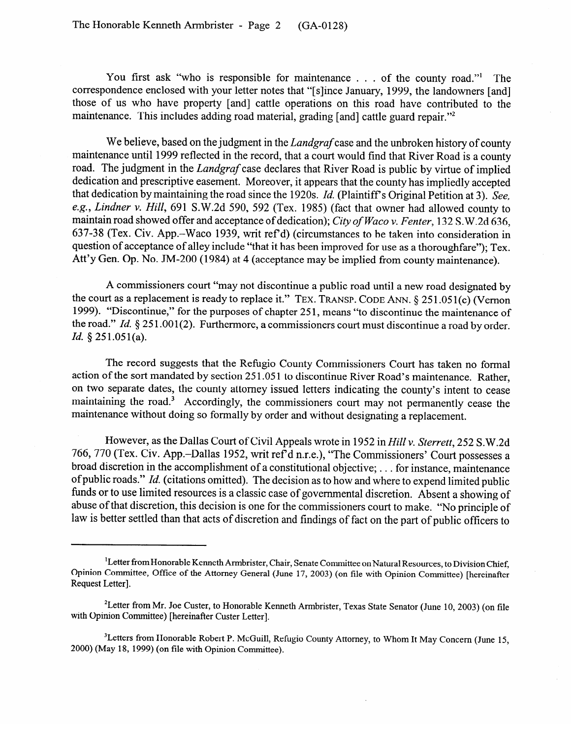You first ask "who is responsible for maintenance . . . of the county road."[1] The correspondence enclosed with your letter notes that "[s]ince January, 1999, the landowners [and] those of us who have property [and] cattle operations on this road have contributed to the maintenance. This includes adding road material, grading [and] cattle guard repair."[2]

We believe, based on the judgment in the *Landgraf* case and the unbroken history of county maintenance until 1999 reflected in the record, that a court would find that River Road is a county road. The judgment in the *Landgraf* case declares that River Road is public by virtue of implied dedication and prescriptive easement. Moreover, it appears that the county has impliedly accepted that dedication by maintaining the road since the 1920s. *Id.* (Plaintiff's Original Petition at 3). *See, e.g., Lindner v. Hill*, 691 S.W.2d 590, 592 (Tex. 1985) (fact that owner had allowed county to maintain road showed offer and acceptance of dedication); *City of Waco v. Fenter*, 132 S.W.2d 636, 637-38 (Tex. Civ. App.–Waco 1939, writ ref'd) (circumstances to be taken into consideration in question of acceptance of alley include "that it has been improved for use as a thoroughfare"); Tex. Att'y Gen. Op. No. JM-200 (1984) at 4 (acceptance may be implied from county maintenance).

A commissioners court "may not discontinue a public road until a new road designated by the court as a replacement is ready to replace it." TEX. TRANSP. CODE ANN. § 251.051(c) (Vernon 1999). "Discontinue," for the purposes of chapter 251, means "to discontinue the maintenance of the road." *Id.* § 251.001(2). Furthermore, a commissioners court must discontinue a road by order. *Id.* § 251.051(a).

The record suggests that the Refugio County Commissioners Court has taken no formal action of the sort mandated by section 251.051 to discontinue River Road's maintenance. Rather, on two separate dates, the county attorney issued letters indicating the county's intent to cease maintaining the road.[3] Accordingly, the commissioners court may not permanently cease the maintenance without doing so formally by order and without designating a replacement.

However, as the Dallas Court of Civil Appeals wrote in 1952 in *Hill v. Sterrett*, 252 S.W.2d 766, 770 (Tex. Civ. App.–Dallas 1952, writ ref'd n.r.e.), "The Commissioners' Court possesses a broad discretion in the accomplishment of a constitutional objective; . . . for instance, maintenance of public roads." *Id.* (citations omitted). The decision as to how and where to expend limited public funds or to use limited resources is a classic case of governmental discretion. Absent a showing of abuse of that discretion, this decision is one for the commissioners court to make. "No principle of law is better settled than that acts of discretion and findings of fact on the part of public officers to

---

[1] Letter from Honorable Kenneth Armbrister, Chair, Senate Committee on Natural Resources, to Division Chief, Opinion Committee, Office of the Attorney General (June 17, 2003) (on file with Opinion Committee) [hereinafter Request Letter].

[2] Letter from Mr. Joe Custer, to Honorable Kenneth Armbrister, Texas State Senator (June 10, 2003) (on file with Opinion Committee) [hereinafter Custer Letter].

[3] Letters from Honorable Robert P. McGuill, Refugio County Attorney, to Whom It May Concern (June 15, 2000) (May 18, 1999) (on file with Opinion Committee).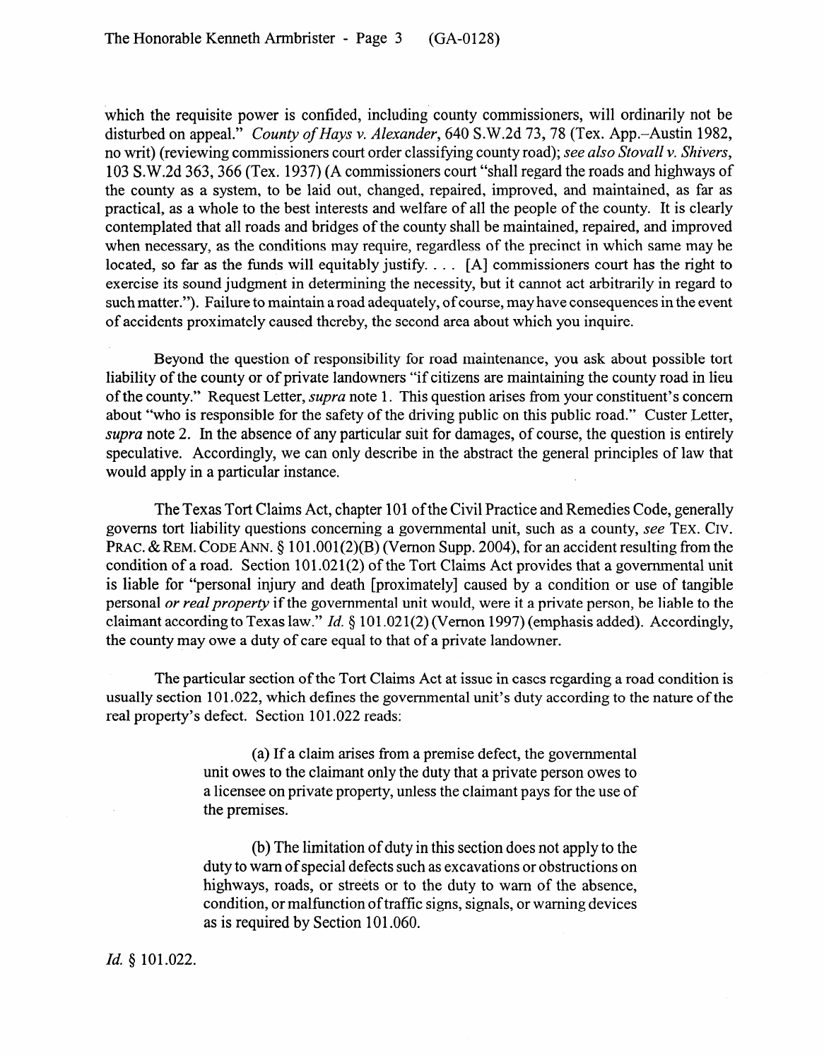which the requisite power is confided, including county commissioners, will ordinarily not be disturbed on appeal." *County of Hays v. Alexander*, 640 S.W.2d 73, 78 (Tex. App.–Austin 1982, no writ) (reviewing commissioners court order classifying county road); *see also Stovall v. Shivers*, 103 S.W.2d 363, 366 (Tex. 1937) (A commissioners court "shall regard the roads and highways of the county as a system, to be laid out, changed, repaired, improved, and maintained, as far as practical, as a whole to the best interests and welfare of all the people of the county. It is clearly contemplated that all roads and bridges of the county shall be maintained, repaired, and improved when necessary, as the conditions may require, regardless of the precinct in which same may be located, so far as the funds will equitably justify. . . . [A] commissioners court has the right to exercise its sound judgment in determining the necessity, but it cannot act arbitrarily in regard to such matter."). Failure to maintain a road adequately, of course, may have consequences in the event of accidents proximately caused thereby, the second area about which you inquire.

Beyond the question of responsibility for road maintenance, you ask about possible tort liability of the county or of private landowners "if citizens are maintaining the county road in lieu of the county." Request Letter, *supra* note 1. This question arises from your constituent's concern about "who is responsible for the safety of the driving public on this public road." Custer Letter, *supra* note 2. In the absence of any particular suit for damages, of course, the question is entirely speculative. Accordingly, we can only describe in the abstract the general principles of law that would apply in a particular instance.

The Texas Tort Claims Act, chapter 101 of the Civil Practice and Remedies Code, generally governs tort liability questions concerning a governmental unit, such as a county, *see* TEX. CIV. PRAC. & REM. CODE ANN. § 101.001(2)(B) (Vernon Supp. 2004), for an accident resulting from the condition of a road. Section 101.021(2) of the Tort Claims Act provides that a governmental unit is liable for "personal injury and death [proximately] caused by a condition or use of tangible personal *or real property* if the governmental unit would, were it a private person, be liable to the claimant according to Texas law." *Id.* § 101.021(2) (Vernon 1997) (emphasis added). Accordingly, the county may owe a duty of care equal to that of a private landowner.

The particular section of the Tort Claims Act at issue in cases regarding a road condition is usually section 101.022, which defines the governmental unit's duty according to the nature of the real property's defect. Section 101.022 reads:

> (a) If a claim arises from a premise defect, the governmental unit owes to the claimant only the duty that a private person owes to a licensee on private property, unless the claimant pays for the use of the premises.
>
> (b) The limitation of duty in this section does not apply to the duty to warn of special defects such as excavations or obstructions on highways, roads, or streets or to the duty to warn of the absence, condition, or malfunction of traffic signs, signals, or warning devices as is required by Section 101.060.

*Id.* § 101.022.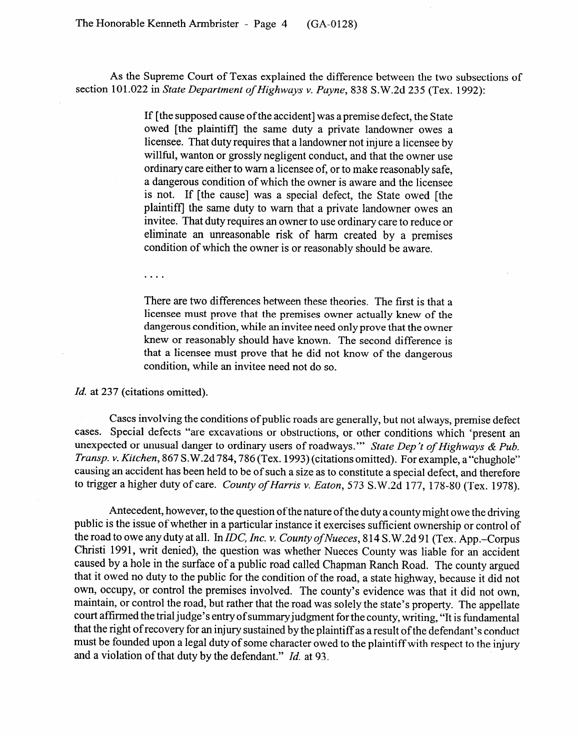As the Supreme Court of Texas explained the difference between the two subsections of section 101.022 in *State Department of Highways v. Payne*, 838 S.W.2d 235 (Tex. 1992):

> If [the supposed cause of the accident] was a premise defect, the State owed [the plaintiff] the same duty a private landowner owes a licensee. That duty requires that a landowner not injure a licensee by willful, wanton or grossly negligent conduct, and that the owner use ordinary care either to warn a licensee of, or to make reasonably safe, a dangerous condition of which the owner is aware and the licensee is not. If [the cause] was a special defect, the State owed [the plaintiff] the same duty to warn that a private landowner owes an invitee. That duty requires an owner to use ordinary care to reduce or eliminate an unreasonable risk of harm created by a premises condition of which the owner is or reasonably should be aware.
>
> . . . .
>
> There are two differences between these theories. The first is that a licensee must prove that the premises owner actually knew of the dangerous condition, while an invitee need only prove that the owner knew or reasonably should have known. The second difference is that a licensee must prove that he did not know of the dangerous condition, while an invitee need not do so.

*Id.* at 237 (citations omitted).

Cases involving the conditions of public roads are generally, but not always, premise defect cases. Special defects "are excavations or obstructions, or other conditions which 'present an unexpected or unusual danger to ordinary users of roadways.'" *State Dep't of Highways & Pub. Transp. v. Kitchen*, 867 S.W.2d 784, 786 (Tex. 1993) (citations omitted). For example, a "chughole" causing an accident has been held to be of such a size as to constitute a special defect, and therefore to trigger a higher duty of care. *County of Harris v. Eaton*, 573 S.W.2d 177, 178-80 (Tex. 1978).

Antecedent, however, to the question of the nature of the duty a county might owe the driving public is the issue of whether in a particular instance it exercises sufficient ownership or control of the road to owe any duty at all. In *IDC, Inc. v. County of Nueces*, 814 S.W.2d 91 (Tex. App.–Corpus Christi 1991, writ denied), the question was whether Nueces County was liable for an accident caused by a hole in the surface of a public road called Chapman Ranch Road. The county argued that it owed no duty to the public for the condition of the road, a state highway, because it did not own, occupy, or control the premises involved. The county's evidence was that it did not own, maintain, or control the road, but rather that the road was solely the state's property. The appellate court affirmed the trial judge's entry of summary judgment for the county, writing, "It is fundamental that the right of recovery for an injury sustained by the plaintiff as a result of the defendant's conduct must be founded upon a legal duty of some character owed to the plaintiff with respect to the injury and a violation of that duty by the defendant." *Id.* at 93.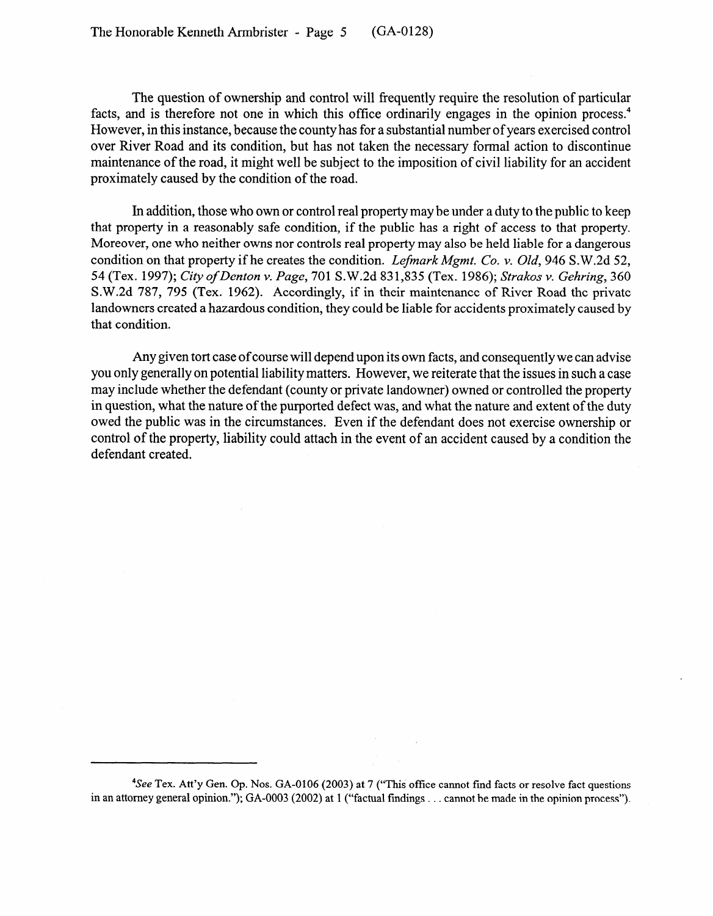The question of ownership and control will frequently require the resolution of particular facts, and is therefore not one in which this office ordinarily engages in the opinion process.[4] However, in this instance, because the county has for a substantial number of years exercised control over River Road and its condition, but has not taken the necessary formal action to discontinue maintenance of the road, it might well be subject to the imposition of civil liability for an accident proximately caused by the condition of the road.

In addition, those who own or control real property may be under a duty to the public to keep that property in a reasonably safe condition, if the public has a right of access to that property. Moreover, one who neither owns nor controls real property may also be held liable for a dangerous condition on that property if he creates the condition. *Lefmark Mgmt. Co. v. Old*, 946 S.W.2d 52, 54 (Tex. 1997); *City of Denton v. Page*, 701 S.W.2d 831,835 (Tex. 1986); *Strakos v. Gehring*, 360 S.W.2d 787, 795 (Tex. 1962). Accordingly, if in their maintenance of River Road the private landowners created a hazardous condition, they could be liable for accidents proximately caused by that condition.

Any given tort case of course will depend upon its own facts, and consequently we can advise you only generally on potential liability matters. However, we reiterate that the issues in such a case may include whether the defendant (county or private landowner) owned or controlled the property in question, what the nature of the purported defect was, and what the nature and extent of the duty owed the public was in the circumstances. Even if the defendant does not exercise ownership or control of the property, liability could attach in the event of an accident caused by a condition the defendant created.

---

[4]*See* Tex. Att'y Gen. Op. Nos. GA-0106 (2003) at 7 ("This office cannot find facts or resolve fact questions in an attorney general opinion."); GA-0003 (2002) at 1 ("factual findings . . . cannot be made in the opinion process").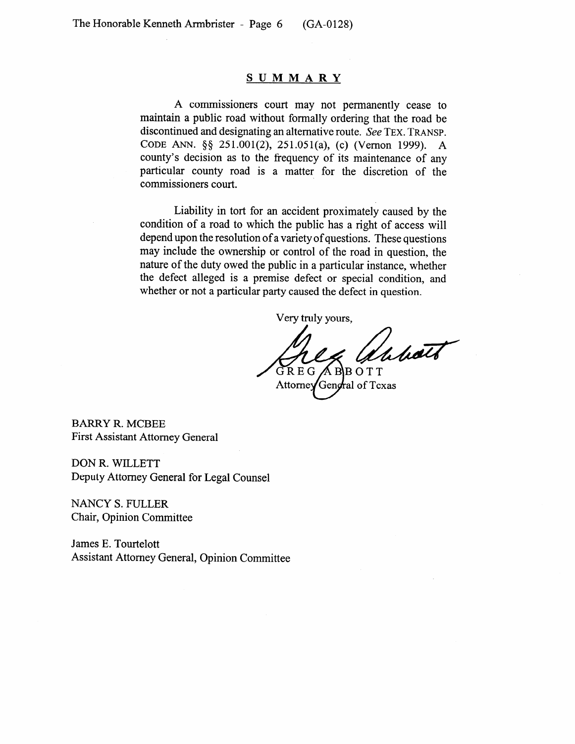## SUMMARY

A commissioners court may not permanently cease to maintain a public road without formally ordering that the road be discontinued and designating an alternative route. *See* TEX. TRANSP. CODE ANN. §§ 251.001(2), 251.051(a), (c) (Vernon 1999). A county's decision as to the frequency of its maintenance of any particular county road is a matter for the discretion of the commissioners court.

Liability in tort for an accident proximately caused by the condition of a road to which the public has a right of access will depend upon the resolution of a variety of questions. These questions may include the ownership or control of the road in question, the nature of the duty owed the public in a particular instance, whether the defect alleged is a premise defect or special condition, and whether or not a particular party caused the defect in question.

Very truly yours,

GREG ABBOTT
Attorney General of Texas

BARRY R. MCBEE
First Assistant Attorney General

DON R. WILLETT
Deputy Attorney General for Legal Counsel

NANCY S. FULLER
Chair, Opinion Committee

James E. Tourtelott
Assistant Attorney General, Opinion Committee